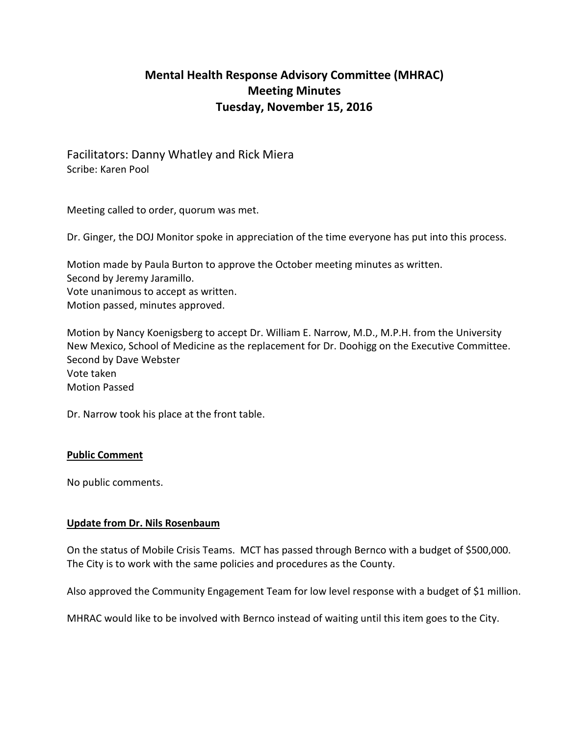# Mental Health Response Advisory Committee (MHRAC)
# Meeting Minutes
# Tuesday, November 15, 2016

Facilitators: Danny Whatley and Rick Miera
Scribe: Karen Pool

Meeting called to order, quorum was met.

Dr. Ginger, the DOJ Monitor spoke in appreciation of the time everyone has put into this process.

Motion made by Paula Burton to approve the October meeting minutes as written.
Second by Jeremy Jaramillo.
Vote unanimous to accept as written.
Motion passed, minutes approved.

Motion by Nancy Koenigsberg to accept Dr. William E. Narrow, M.D., M.P.H. from the University New Mexico, School of Medicine as the replacement for Dr. Doohigg on the Executive Committee.
Second by Dave Webster
Vote taken
Motion Passed

Dr. Narrow took his place at the front table.

**Public Comment**

No public comments.

**Update from Dr. Nils Rosenbaum**

On the status of Mobile Crisis Teams. MCT has passed through Bernco with a budget of $500,000. The City is to work with the same policies and procedures as the County.

Also approved the Community Engagement Team for low level response with a budget of $1 million.

MHRAC would like to be involved with Bernco instead of waiting until this item goes to the City.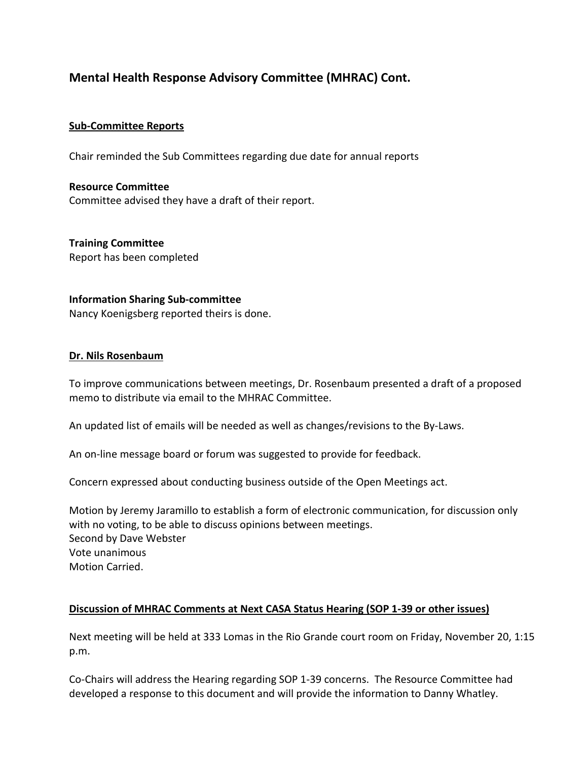## Mental Health Response Advisory Committee (MHRAC) Cont.

**Sub-Committee Reports**

Chair reminded the Sub Committees regarding due date for annual reports

**Resource Committee**
Committee advised they have a draft of their report.

**Training Committee**
Report has been completed

**Information Sharing Sub-committee**
Nancy Koenigsberg reported theirs is done.

**Dr. Nils Rosenbaum**

To improve communications between meetings, Dr. Rosenbaum presented a draft of a proposed memo to distribute via email to the MHRAC Committee.

An updated list of emails will be needed as well as changes/revisions to the By-Laws.

An on-line message board or forum was suggested to provide for feedback.

Concern expressed about conducting business outside of the Open Meetings act.

Motion by Jeremy Jaramillo to establish a form of electronic communication, for discussion only with no voting, to be able to discuss opinions between meetings.
Second by Dave Webster
Vote unanimous
Motion Carried.

**Discussion of MHRAC Comments at Next CASA Status Hearing (SOP 1-39 or other issues)**

Next meeting will be held at 333 Lomas in the Rio Grande court room on Friday, November 20, 1:15 p.m.

Co-Chairs will address the Hearing regarding SOP 1-39 concerns. The Resource Committee had developed a response to this document and will provide the information to Danny Whatley.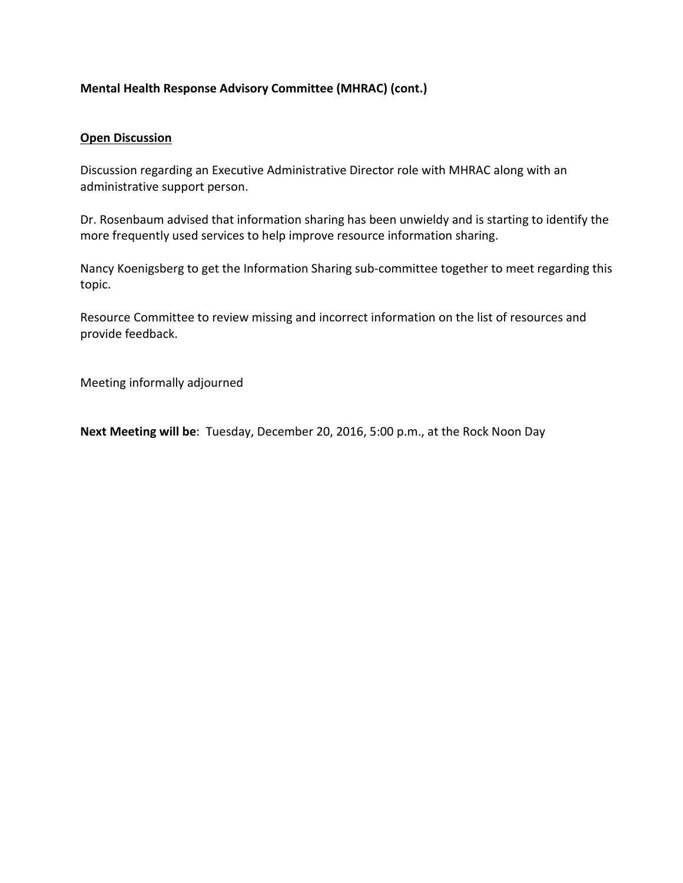**Mental Health Response Advisory Committee (MHRAC) (cont.)**

**Open Discussion**

Discussion regarding an Executive Administrative Director role with MHRAC along with an administrative support person.

Dr. Rosenbaum advised that information sharing has been unwieldy and is starting to identify the more frequently used services to help improve resource information sharing.

Nancy Koenigsberg to get the Information Sharing sub-committee together to meet regarding this topic.

Resource Committee to review missing and incorrect information on the list of resources and provide feedback.

Meeting informally adjourned

**Next Meeting will be**: Tuesday, December 20, 2016, 5:00 p.m., at the Rock Noon Day